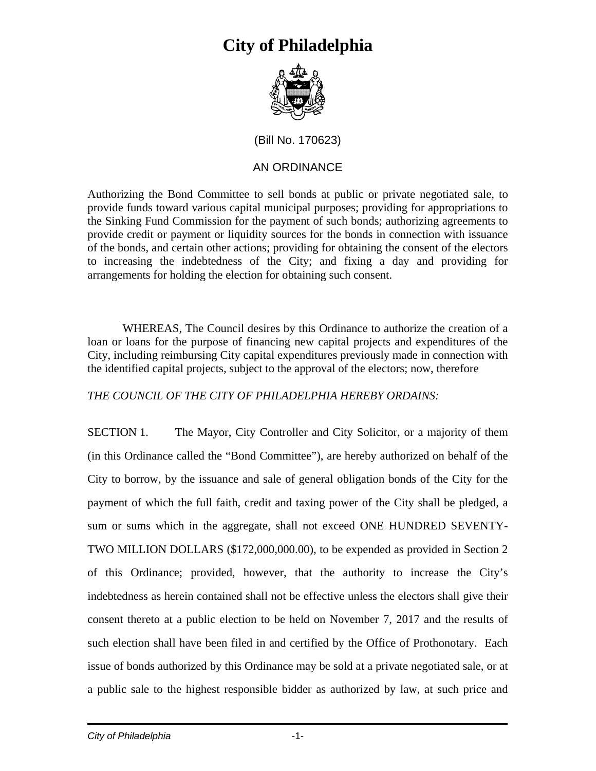# City of Philadelphia

(Bill No. 170623)

AN ORDINANCE

Authorizing the Bond Committee to sell bonds at public or private negotiated sale, to provide funds toward various capital municipal purposes; providing for appropriations to the Sinking Fund Commission for the payment of such bonds; authorizing agreements to provide credit or payment or liquidity sources for the bonds in connection with issuance of the bonds, and certain other actions; providing for obtaining the consent of the electors to increasing the indebtedness of the City; and fixing a day and providing for arrangements for holding the election for obtaining such consent.

WHEREAS, The Council desires by this Ordinance to authorize the creation of a loan or loans for the purpose of financing new capital projects and expenditures of the City, including reimbursing City capital expenditures previously made in connection with the identified capital projects, subject to the approval of the electors; now, therefore

*THE COUNCIL OF THE CITY OF PHILADELPHIA HEREBY ORDAINS:*

SECTION 1. The Mayor, City Controller and City Solicitor, or a majority of them (in this Ordinance called the "Bond Committee"), are hereby authorized on behalf of the City to borrow, by the issuance and sale of general obligation bonds of the City for the payment of which the full faith, credit and taxing power of the City shall be pledged, a sum or sums which in the aggregate, shall not exceed ONE HUNDRED SEVENTY-TWO MILLION DOLLARS ($172,000,000.00), to be expended as provided in Section 2 of this Ordinance; provided, however, that the authority to increase the City's indebtedness as herein contained shall not be effective unless the electors shall give their consent thereto at a public election to be held on November 7, 2017 and the results of such election shall have been filed in and certified by the Office of Prothonotary. Each issue of bonds authorized by this Ordinance may be sold at a private negotiated sale, or at a public sale to the highest responsible bidder as authorized by law, at such price and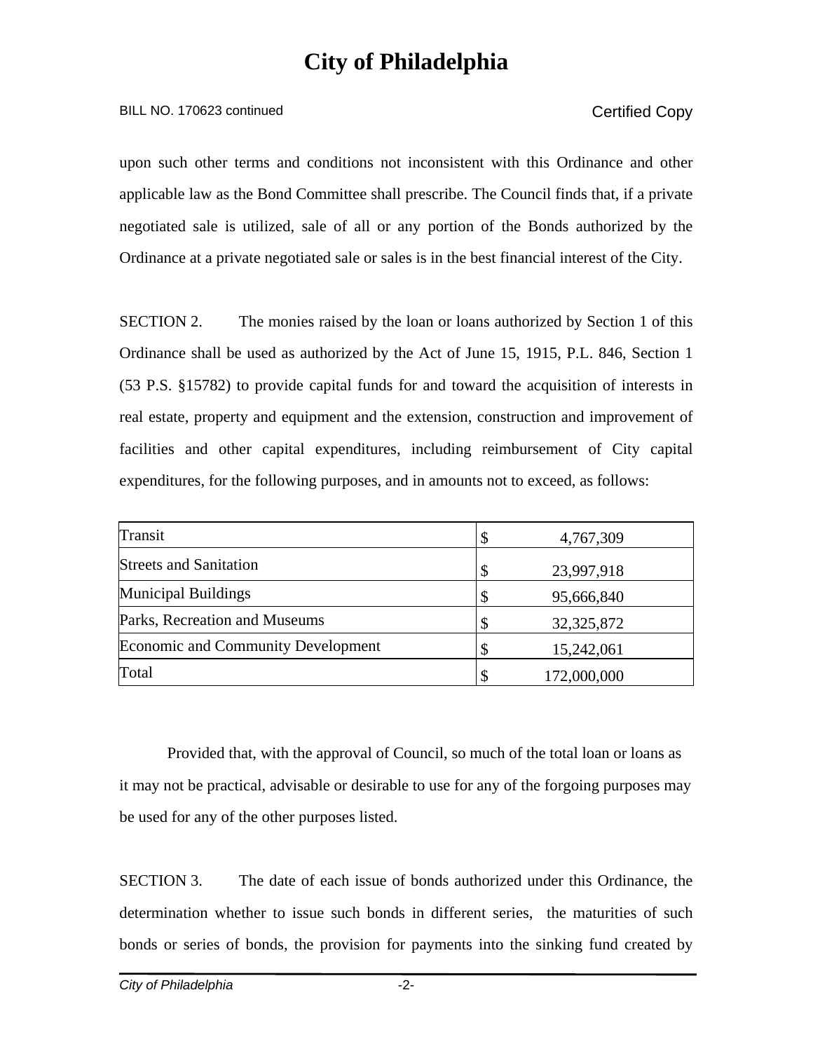upon such other terms and conditions not inconsistent with this Ordinance and other applicable law as the Bond Committee shall prescribe. The Council finds that, if a private negotiated sale is utilized, sale of all or any portion of the Bonds authorized by the Ordinance at a private negotiated sale or sales is in the best financial interest of the City.

SECTION 2. The monies raised by the loan or loans authorized by Section 1 of this Ordinance shall be used as authorized by the Act of June 15, 1915, P.L. 846, Section 1 (53 P.S. §15782) to provide capital funds for and toward the acquisition of interests in real estate, property and equipment and the extension, construction and improvement of facilities and other capital expenditures, including reimbursement of City capital expenditures, for the following purposes, and in amounts not to exceed, as follows:

| | |
|---|---|
| Transit | $ 4,767,309 |
| Streets and Sanitation | $ 23,997,918 |
| Municipal Buildings | $ 95,666,840 |
| Parks, Recreation and Museums | $ 32,325,872 |
| Economic and Community Development | $ 15,242,061 |
| Total | $ 172,000,000 |

Provided that, with the approval of Council, so much of the total loan or loans as it may not be practical, advisable or desirable to use for any of the forgoing purposes may be used for any of the other purposes listed.

SECTION 3. The date of each issue of bonds authorized under this Ordinance, the determination whether to issue such bonds in different series, the maturities of such bonds or series of bonds, the provision for payments into the sinking fund created by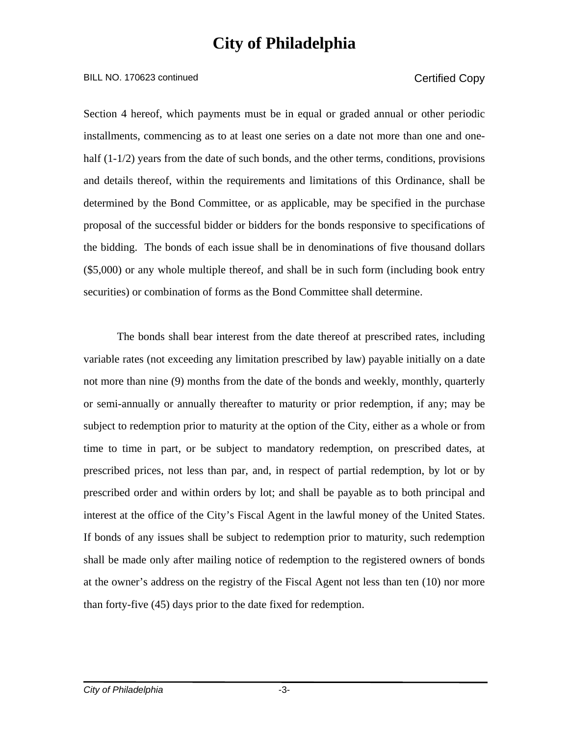Section 4 hereof, which payments must be in equal or graded annual or other periodic installments, commencing as to at least one series on a date not more than one and one-half (1-1/2) years from the date of such bonds, and the other terms, conditions, provisions and details thereof, within the requirements and limitations of this Ordinance, shall be determined by the Bond Committee, or as applicable, may be specified in the purchase proposal of the successful bidder or bidders for the bonds responsive to specifications of the bidding. The bonds of each issue shall be in denominations of five thousand dollars ($5,000) or any whole multiple thereof, and shall be in such form (including book entry securities) or combination of forms as the Bond Committee shall determine.

The bonds shall bear interest from the date thereof at prescribed rates, including variable rates (not exceeding any limitation prescribed by law) payable initially on a date not more than nine (9) months from the date of the bonds and weekly, monthly, quarterly or semi-annually or annually thereafter to maturity or prior redemption, if any; may be subject to redemption prior to maturity at the option of the City, either as a whole or from time to time in part, or be subject to mandatory redemption, on prescribed dates, at prescribed prices, not less than par, and, in respect of partial redemption, by lot or by prescribed order and within orders by lot; and shall be payable as to both principal and interest at the office of the City's Fiscal Agent in the lawful money of the United States. If bonds of any issues shall be subject to redemption prior to maturity, such redemption shall be made only after mailing notice of redemption to the registered owners of bonds at the owner's address on the registry of the Fiscal Agent not less than ten (10) nor more than forty-five (45) days prior to the date fixed for redemption.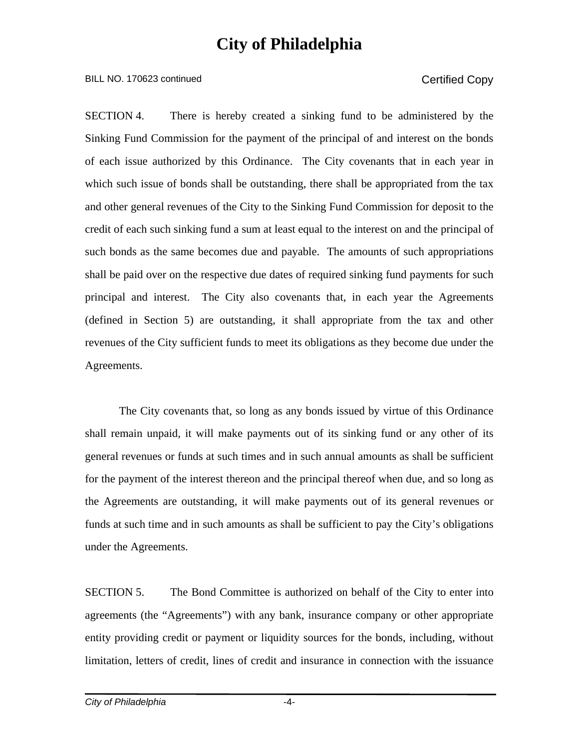SECTION 4. There is hereby created a sinking fund to be administered by the Sinking Fund Commission for the payment of the principal of and interest on the bonds of each issue authorized by this Ordinance. The City covenants that in each year in which such issue of bonds shall be outstanding, there shall be appropriated from the tax and other general revenues of the City to the Sinking Fund Commission for deposit to the credit of each such sinking fund a sum at least equal to the interest on and the principal of such bonds as the same becomes due and payable. The amounts of such appropriations shall be paid over on the respective due dates of required sinking fund payments for such principal and interest. The City also covenants that, in each year the Agreements (defined in Section 5) are outstanding, it shall appropriate from the tax and other revenues of the City sufficient funds to meet its obligations as they become due under the Agreements.

The City covenants that, so long as any bonds issued by virtue of this Ordinance shall remain unpaid, it will make payments out of its sinking fund or any other of its general revenues or funds at such times and in such annual amounts as shall be sufficient for the payment of the interest thereon and the principal thereof when due, and so long as the Agreements are outstanding, it will make payments out of its general revenues or funds at such time and in such amounts as shall be sufficient to pay the City's obligations under the Agreements.

SECTION 5. The Bond Committee is authorized on behalf of the City to enter into agreements (the "Agreements") with any bank, insurance company or other appropriate entity providing credit or payment or liquidity sources for the bonds, including, without limitation, letters of credit, lines of credit and insurance in connection with the issuance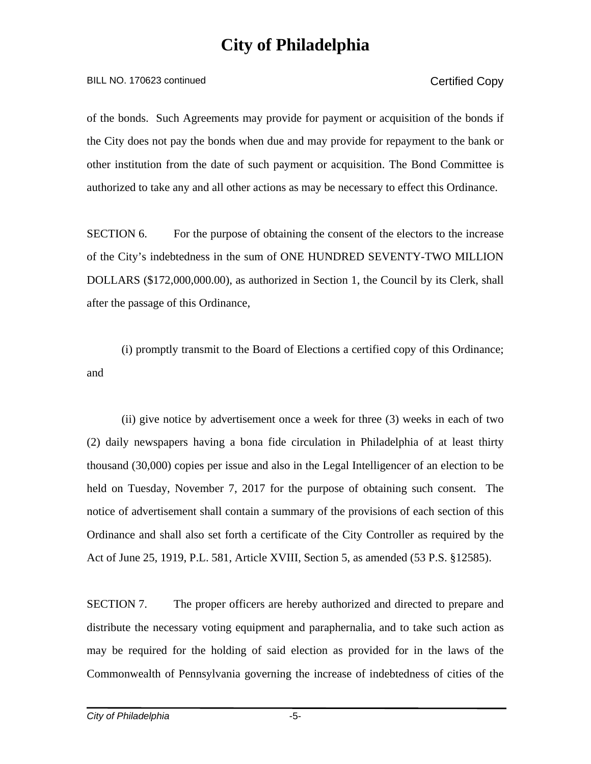of the bonds. Such Agreements may provide for payment or acquisition of the bonds if the City does not pay the bonds when due and may provide for repayment to the bank or other institution from the date of such payment or acquisition. The Bond Committee is authorized to take any and all other actions as may be necessary to effect this Ordinance.

SECTION 6. For the purpose of obtaining the consent of the electors to the increase of the City's indebtedness in the sum of ONE HUNDRED SEVENTY-TWO MILLION DOLLARS ($172,000,000.00), as authorized in Section 1, the Council by its Clerk, shall after the passage of this Ordinance,

(i) promptly transmit to the Board of Elections a certified copy of this Ordinance; and

(ii) give notice by advertisement once a week for three (3) weeks in each of two (2) daily newspapers having a bona fide circulation in Philadelphia of at least thirty thousand (30,000) copies per issue and also in the Legal Intelligencer of an election to be held on Tuesday, November 7, 2017 for the purpose of obtaining such consent. The notice of advertisement shall contain a summary of the provisions of each section of this Ordinance and shall also set forth a certificate of the City Controller as required by the Act of June 25, 1919, P.L. 581, Article XVIII, Section 5, as amended (53 P.S. §12585).

SECTION 7. The proper officers are hereby authorized and directed to prepare and distribute the necessary voting equipment and paraphernalia, and to take such action as may be required for the holding of said election as provided for in the laws of the Commonwealth of Pennsylvania governing the increase of indebtedness of cities of the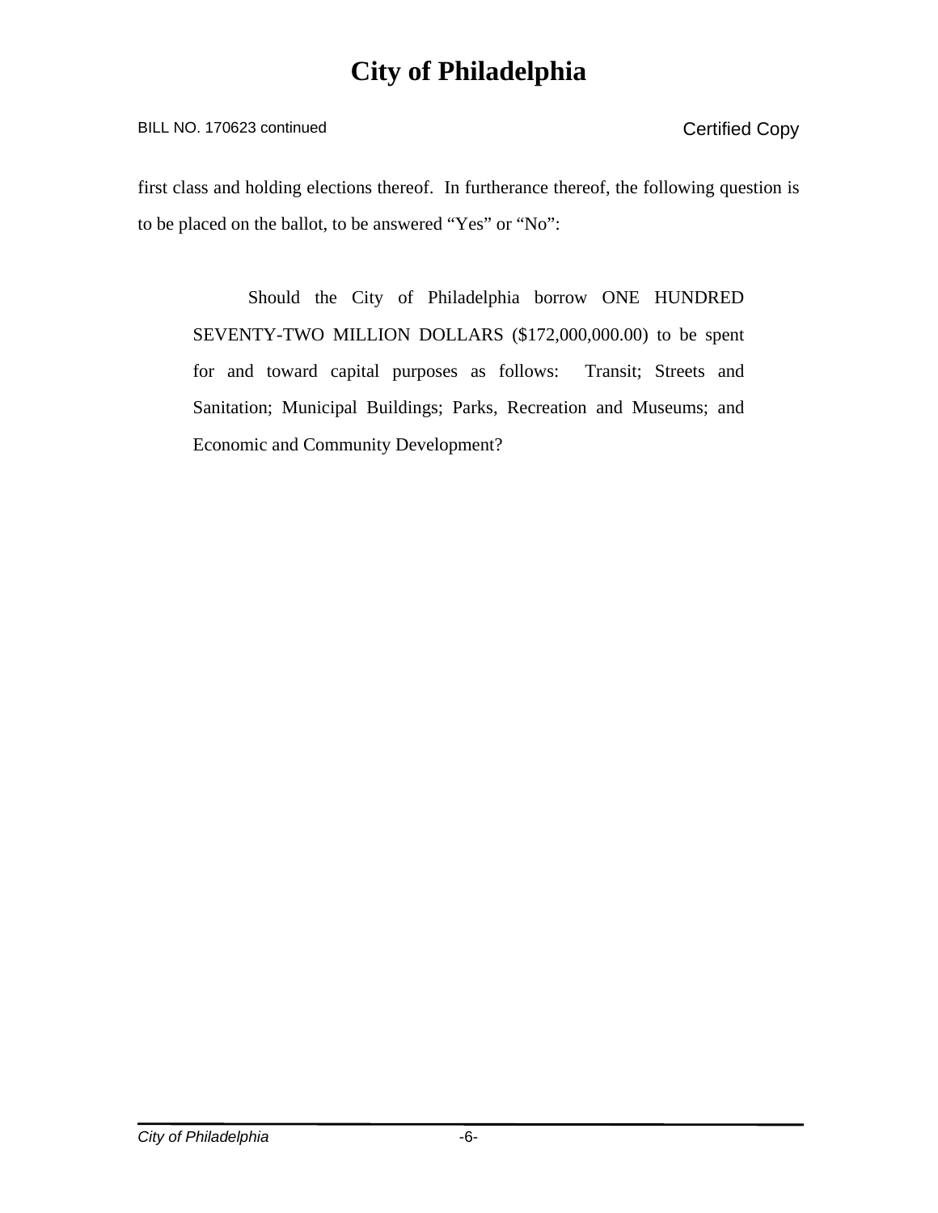first class and holding elections thereof. In furtherance thereof, the following question is to be placed on the ballot, to be answered "Yes" or "No":

> Should the City of Philadelphia borrow ONE HUNDRED SEVENTY-TWO MILLION DOLLARS ($172,000,000.00) to be spent for and toward capital purposes as follows: Transit; Streets and Sanitation; Municipal Buildings; Parks, Recreation and Museums; and Economic and Community Development?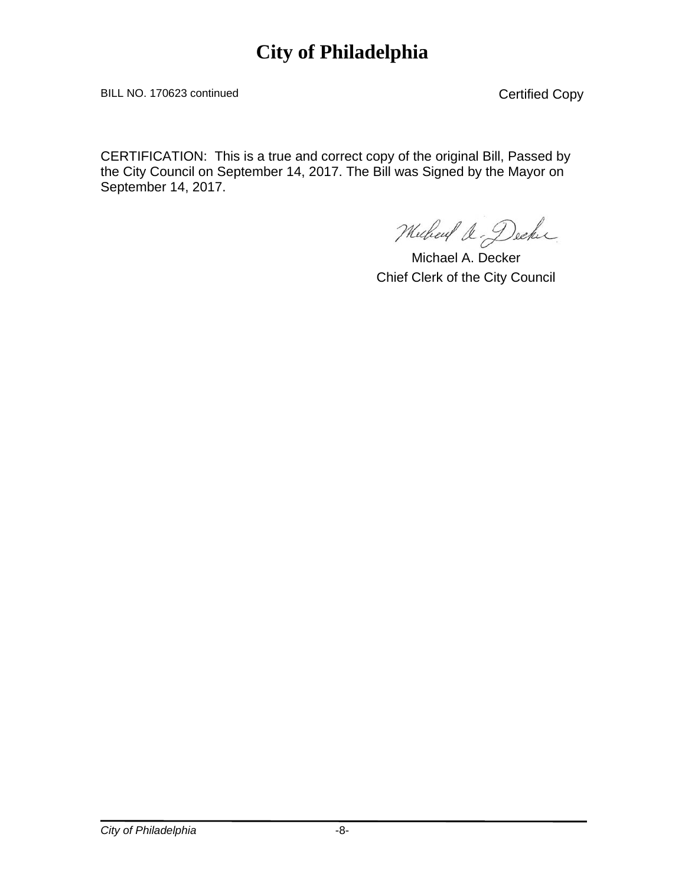# City of Philadelphia

BILL NO. 170623 continued

Certified Copy

CERTIFICATION: This is a true and correct copy of the original Bill, Passed by the City Council on September 14, 2017. The Bill was Signed by the Mayor on September 14, 2017.

Michael A. Decker
Chief Clerk of the City Council